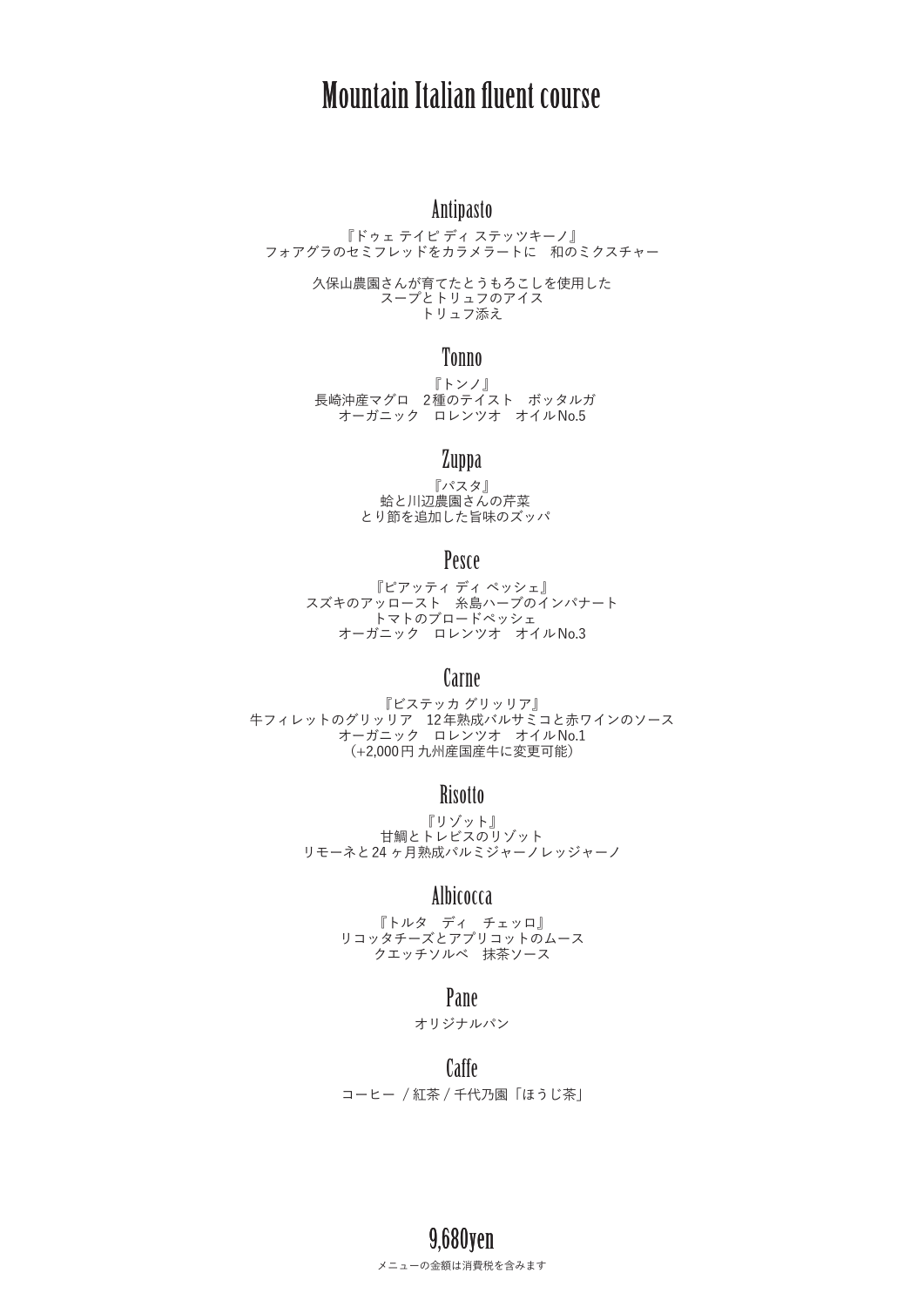# Mountain Italian fluent course

## Antipasto

『ドゥェ テイピ ディ ステッツキーノ』
フォアグラのセミフレッドをカラメラートに　和のミクスチャー

久保山農園さんが育てたとうもろこしを使用した
スープとトリュフのアイス
トリュフ添え

## Tonno

『トンノ』
長崎沖産マグロ　2種のテイスト　ボッタルガ
オーガニック　ロレンツオ　オイルNo.5

## Zuppa

『パスタ』
蛤と川辺農園さんの芹菜
とり節を追加した旨味のズッパ

## Pesce

『ピアッティ ディ ペッシェ』
スズキのアッロースト　糸島ハーブのインパナート
トマトのブロードペッシェ
オーガニック　ロレンツオ　オイルNo.3

## Carne

『ビステッカ グリッリア』
牛フィレットのグリッリア　12年熟成バルサミコと赤ワインのソース
オーガニック　ロレンツオ　オイルNo.1
（+2,000円 九州産国産牛に変更可能）

## Risotto

『リゾット』
甘鯛とトレビスのリゾット
リモーネと24ヶ月熟成パルミジャーノレッジャーノ

## Albicocca

『トルタ　ディ　チェッロ』
リコッタチーズとアプリコットのムース
クエッチソルベ　抹茶ソース

## Pane

オリジナルパン

## Caffe

コーヒー / 紅茶 / 千代乃園「ほうじ茶」

## 9,680yen

メニューの金額は消費税を含みます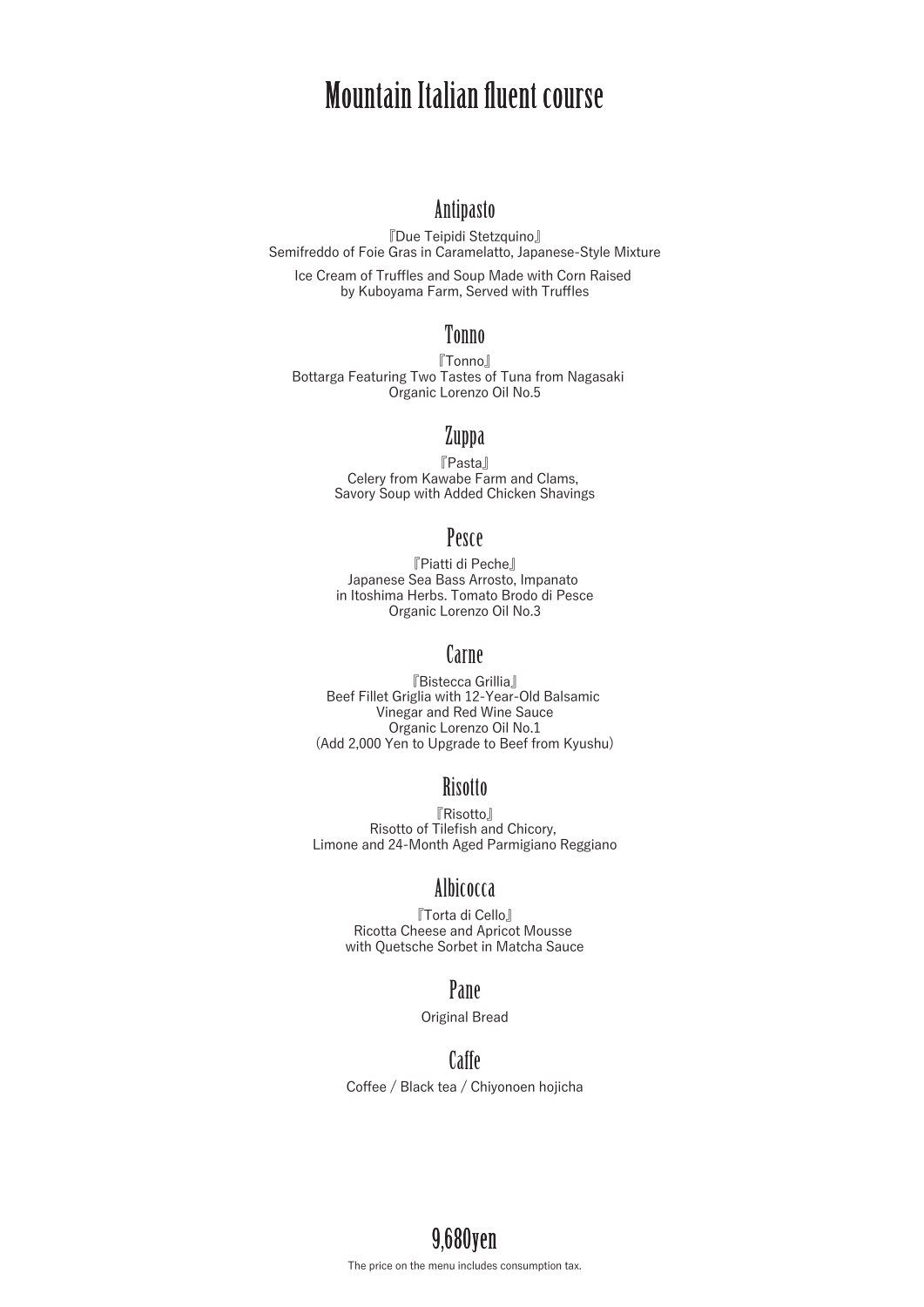# Mountain Italian fluent course

## Antipasto

『Due Teipidi Stetzquino』
Semifreddo of Foie Gras in Caramelatto, Japanese-Style Mixture

Ice Cream of Truffles and Soup Made with Corn Raised
by Kuboyama Farm, Served with Truffles

## Tonno

『Tonno』
Bottarga Featuring Two Tastes of Tuna from Nagasaki
Organic Lorenzo Oil No.5

## Zuppa

『Pasta』
Celery from Kawabe Farm and Clams,
Savory Soup with Added Chicken Shavings

## Pesce

『Piatti di Peche』
Japanese Sea Bass Arrosto, Impanato
in Itoshima Herbs. Tomato Brodo di Pesce
Organic Lorenzo Oil No.3

## Carne

『Bistecca Grillia』
Beef Fillet Griglia with 12-Year-Old Balsamic
Vinegar and Red Wine Sauce
Organic Lorenzo Oil No.1
(Add 2,000 Yen to Upgrade to Beef from Kyushu)

## Risotto

『Risotto』
Risotto of Tilefish and Chicory,
Limone and 24-Month Aged Parmigiano Reggiano

## Albicocca

『Torta di Cello』
Ricotta Cheese and Apricot Mousse
with Quetsche Sorbet in Matcha Sauce

## Pane

Original Bread

## Caffe

Coffee / Black tea / Chiyonoen hojicha

## 9,680yen

The price on the menu includes consumption tax.